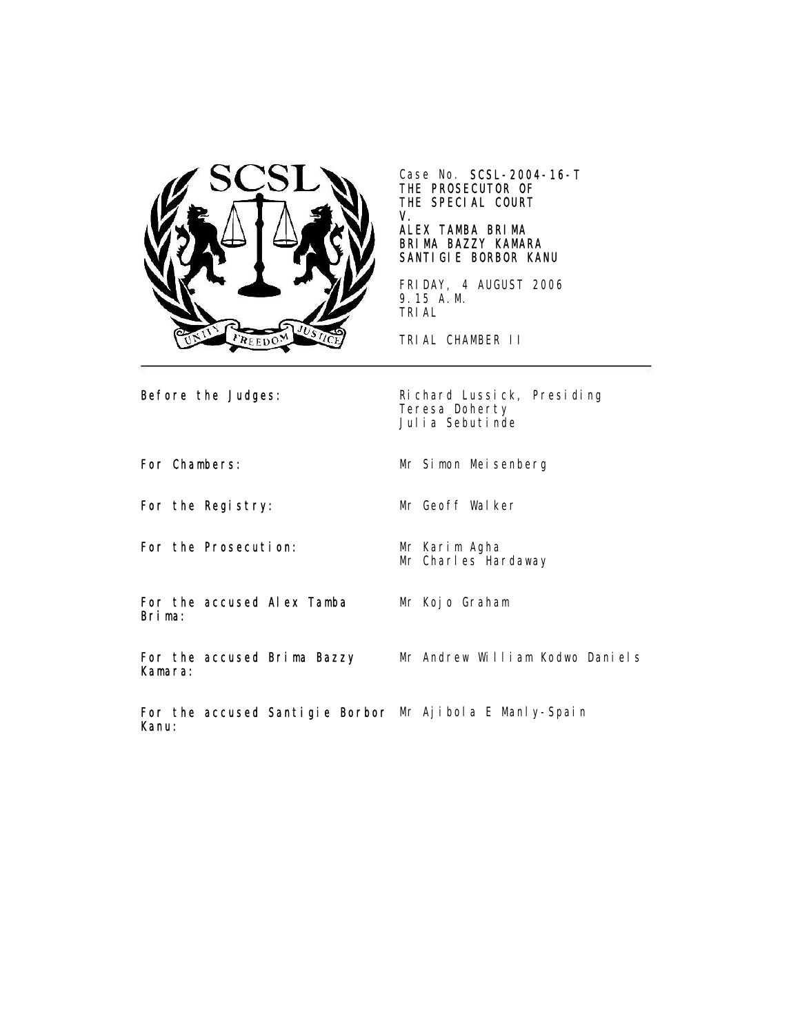Case No. **SCSL-2004-16-T**
**THE PROSECUTOR OF THE SPECIAL COURT**
**V.**
**ALEX TAMBA BRIMA**
**BRIMA BAZZY KAMARA**
**SANTIGIE BORBOR KANU**

FRIDAY, 4 AUGUST 2006
9.15 A.M.
TRIAL

TRIAL CHAMBER II

---

| | |
|---|---|
| **Before the Judges:** | Richard Lussick, Presiding<br>Teresa Doherty<br>Julia Sebutinde |
| **For Chambers:** | Mr Simon Meisenberg |
| **For the Registry:** | Mr Geoff Walker |
| **For the Prosecution:** | Mr Karim Agha<br>Mr Charles Hardaway |
| **For the accused Alex Tamba Brima:** | Mr Kojo Graham |
| **For the accused Brima Bazzy Kamara:** | Mr Andrew William Kodwo Daniels |
| **For the accused Santigie Borbor Kanu:** | Mr Ajibola E Manly-Spain |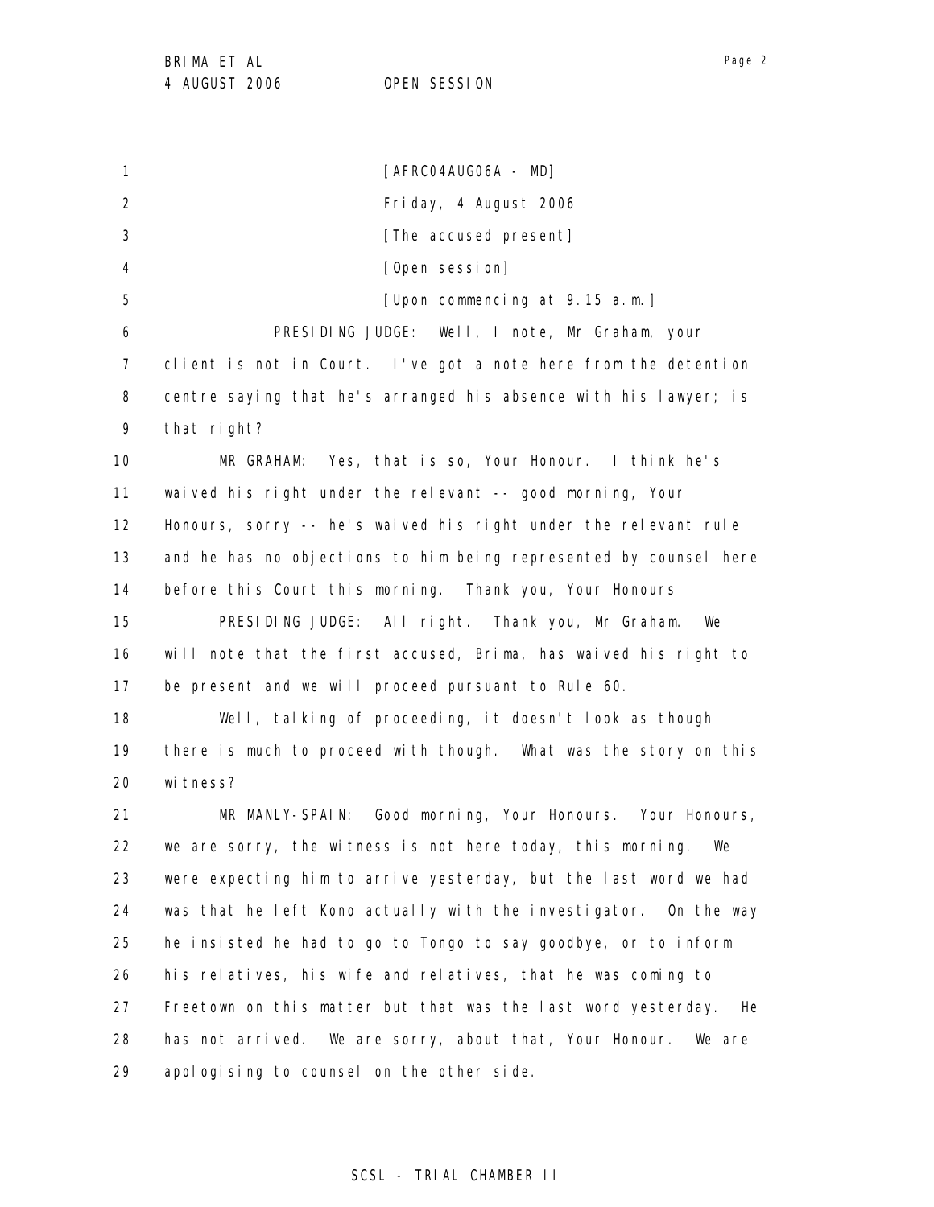[AFRC04AUG06A - MD]

Friday, 4 August 2006

[The accused present]

[Open session]

[Upon commencing at 9.15 a.m.]

PRESIDING JUDGE: Well, I note, Mr Graham, your client is not in Court. I've got a note here from the detention centre saying that he's arranged his absence with his lawyer; is that right?

MR GRAHAM: Yes, that is so, Your Honour. I think he's waived his right under the relevant -- good morning, Your Honours, sorry -- he's waived his right under the relevant rule and he has no objections to him being represented by counsel here before this Court this morning. Thank you, Your Honours

PRESIDING JUDGE: All right. Thank you, Mr Graham. We will note that the first accused, Brima, has waived his right to be present and we will proceed pursuant to Rule 60.

Well, talking of proceeding, it doesn't look as though there is much to proceed with though. What was the story on this witness?

MR MANLY-SPAIN: Good morning, Your Honours. Your Honours, we are sorry, the witness is not here today, this morning. We were expecting him to arrive yesterday, but the last word we had was that he left Kono actually with the investigator. On the way he insisted he had to go to Tongo to say goodbye, or to inform his relatives, his wife and relatives, that he was coming to Freetown on this matter but that was the last word yesterday. He has not arrived. We are sorry, about that, Your Honour. We are apologising to counsel on the other side.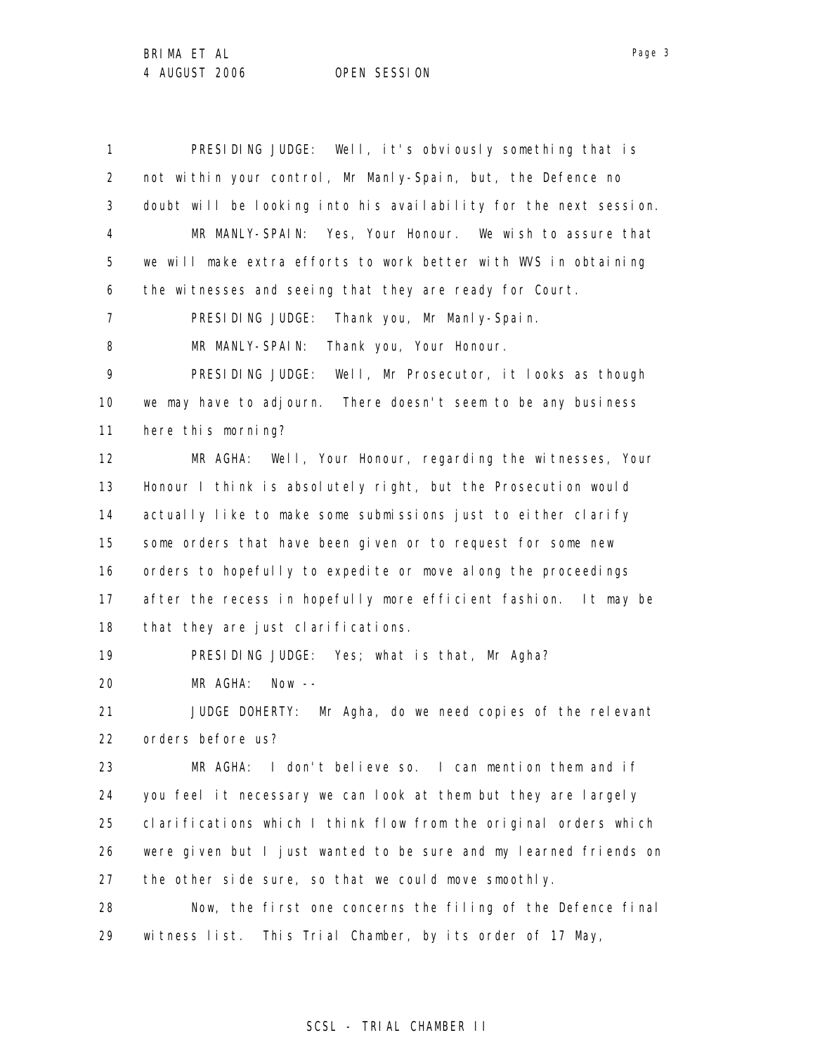PRESIDING JUDGE: Well, it's obviously something that is not within your control, Mr Manly-Spain, but, the Defence no doubt will be looking into his availability for the next session.

MR MANLY-SPAIN: Yes, Your Honour. We wish to assure that we will make extra efforts to work better with WVS in obtaining the witnesses and seeing that they are ready for Court.

PRESIDING JUDGE: Thank you, Mr Manly-Spain.

MR MANLY-SPAIN: Thank you, Your Honour.

PRESIDING JUDGE: Well, Mr Prosecutor, it looks as though we may have to adjourn. There doesn't seem to be any business here this morning?

MR AGHA: Well, Your Honour, regarding the witnesses, Your Honour I think is absolutely right, but the Prosecution would actually like to make some submissions just to either clarify some orders that have been given or to request for some new orders to hopefully to expedite or move along the proceedings after the recess in hopefully more efficient fashion. It may be that they are just clarifications.

PRESIDING JUDGE: Yes; what is that, Mr Agha?

MR AGHA: Now --

JUDGE DOHERTY: Mr Agha, do we need copies of the relevant orders before us?

MR AGHA: I don't believe so. I can mention them and if you feel it necessary we can look at them but they are largely clarifications which I think flow from the original orders which were given but I just wanted to be sure and my learned friends on the other side sure, so that we could move smoothly.

Now, the first one concerns the filing of the Defence final witness list. This Trial Chamber, by its order of 17 May,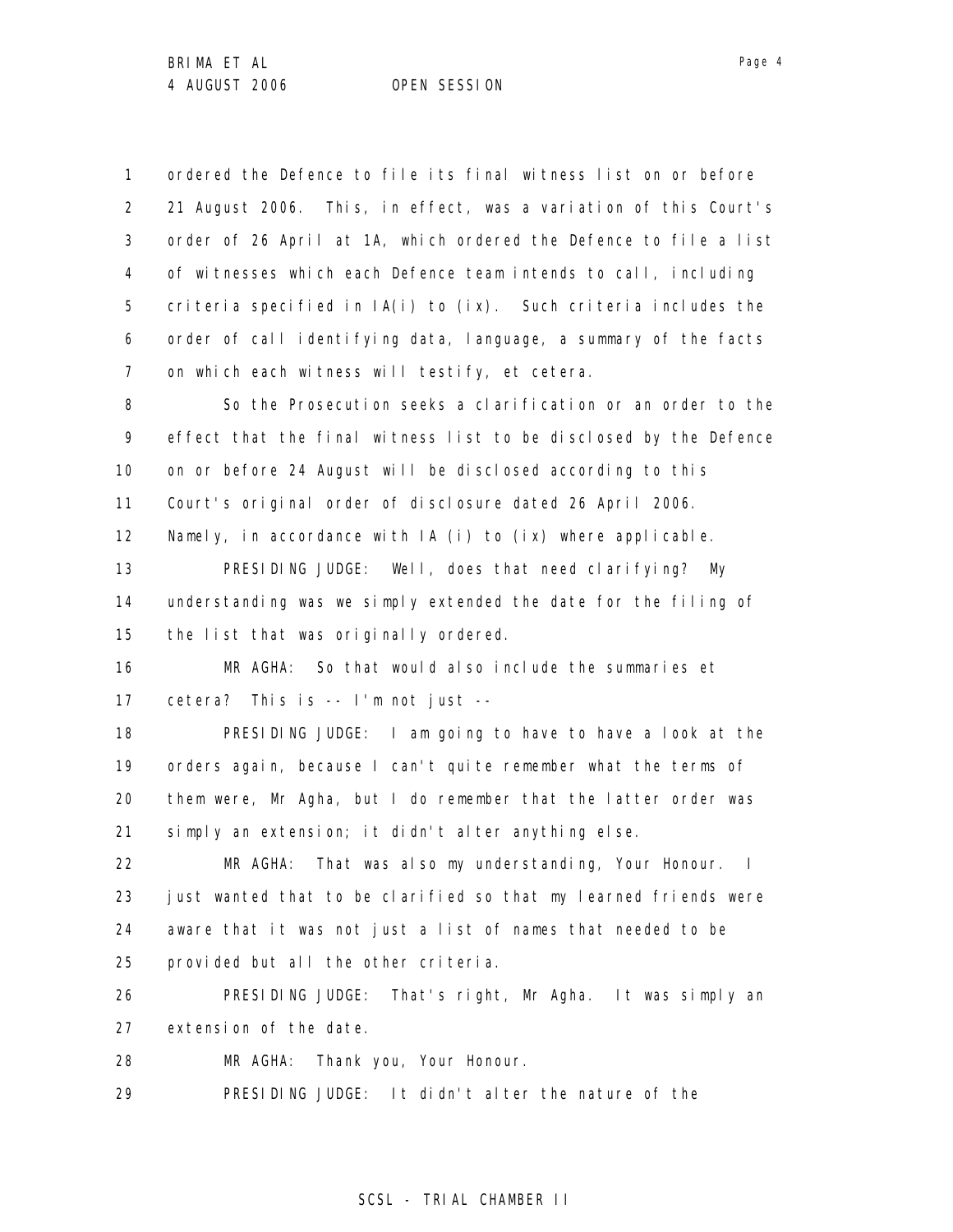ordered the Defence to file its final witness list on or before 21 August 2006. This, in effect, was a variation of this Court's order of 26 April at 1A, which ordered the Defence to file a list of witnesses which each Defence team intends to call, including criteria specified in IA(i) to (ix). Such criteria includes the order of call identifying data, language, a summary of the facts on which each witness will testify, et cetera.

So the Prosecution seeks a clarification or an order to the effect that the final witness list to be disclosed by the Defence on or before 24 August will be disclosed according to this Court's original order of disclosure dated 26 April 2006. Namely, in accordance with IA (i) to (ix) where applicable.

PRESIDING JUDGE: Well, does that need clarifying? My understanding was we simply extended the date for the filing of the list that was originally ordered.

MR AGHA: So that would also include the summaries et cetera? This is -- I'm not just --

PRESIDING JUDGE: I am going to have to have a look at the orders again, because I can't quite remember what the terms of them were, Mr Agha, but I do remember that the latter order was simply an extension; it didn't alter anything else.

MR AGHA: That was also my understanding, Your Honour. I just wanted that to be clarified so that my learned friends were aware that it was not just a list of names that needed to be provided but all the other criteria.

PRESIDING JUDGE: That's right, Mr Agha. It was simply an extension of the date.

MR AGHA: Thank you, Your Honour.

PRESIDING JUDGE: It didn't alter the nature of the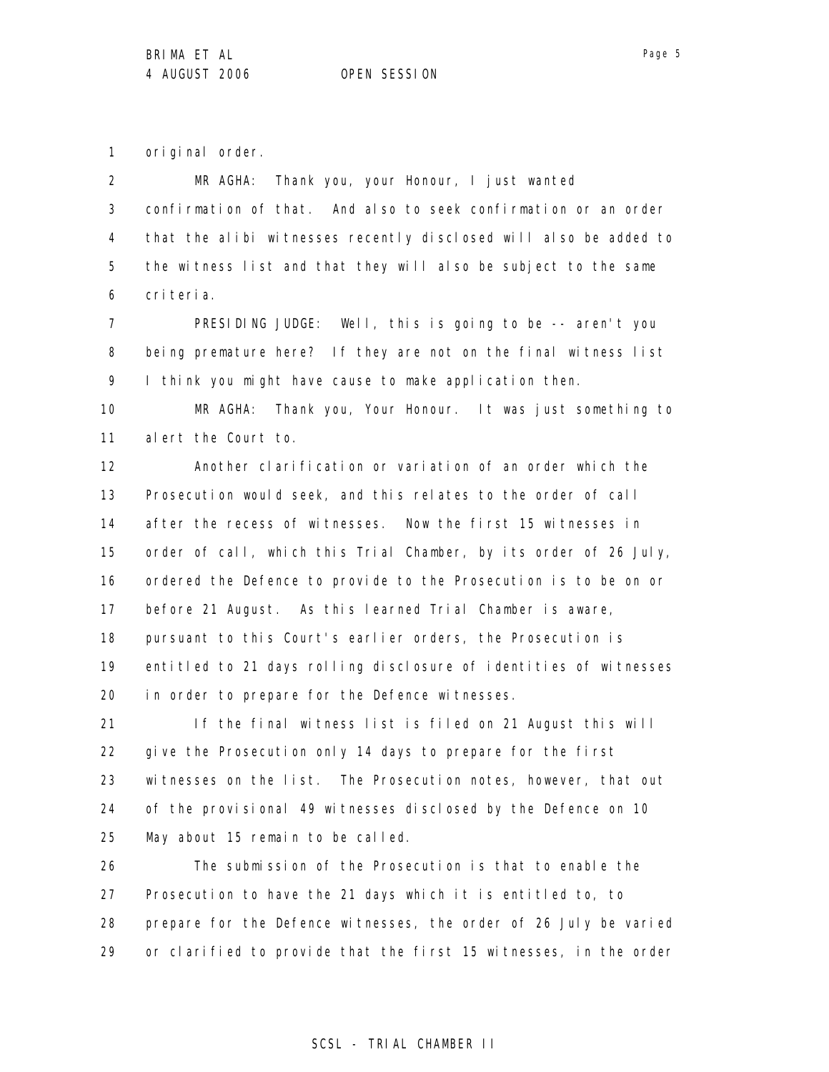original order.

MR AGHA: Thank you, your Honour, I just wanted confirmation of that. And also to seek confirmation or an order that the alibi witnesses recently disclosed will also be added to the witness list and that they will also be subject to the same criteria.

PRESIDING JUDGE: Well, this is going to be -- aren't you being premature here? If they are not on the final witness list I think you might have cause to make application then.

MR AGHA: Thank you, Your Honour. It was just something to alert the Court to.

Another clarification or variation of an order which the Prosecution would seek, and this relates to the order of call after the recess of witnesses. Now the first 15 witnesses in order of call, which this Trial Chamber, by its order of 26 July, ordered the Defence to provide to the Prosecution is to be on or before 21 August. As this learned Trial Chamber is aware, pursuant to this Court's earlier orders, the Prosecution is entitled to 21 days rolling disclosure of identities of witnesses in order to prepare for the Defence witnesses.

If the final witness list is filed on 21 August this will give the Prosecution only 14 days to prepare for the first witnesses on the list. The Prosecution notes, however, that out of the provisional 49 witnesses disclosed by the Defence on 10 May about 15 remain to be called.

The submission of the Prosecution is that to enable the Prosecution to have the 21 days which it is entitled to, to prepare for the Defence witnesses, the order of 26 July be varied or clarified to provide that the first 15 witnesses, in the order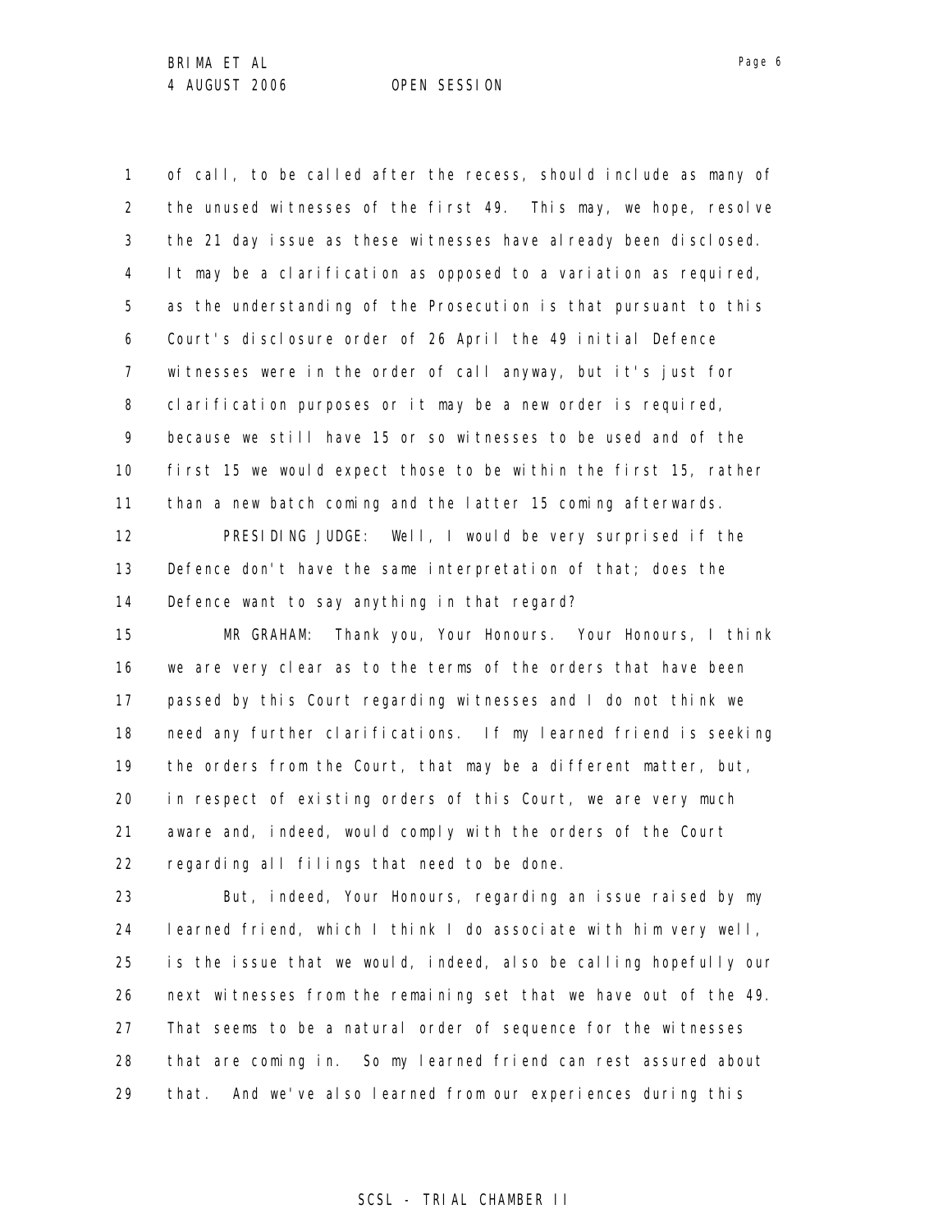of call, to be called after the recess, should include as many of the unused witnesses of the first 49. This may, we hope, resolve the 21 day issue as these witnesses have already been disclosed. It may be a clarification as opposed to a variation as required, as the understanding of the Prosecution is that pursuant to this Court's disclosure order of 26 April the 49 initial Defence witnesses were in the order of call anyway, but it's just for clarification purposes or it may be a new order is required, because we still have 15 or so witnesses to be used and of the first 15 we would expect those to be within the first 15, rather than a new batch coming and the latter 15 coming afterwards.

PRESIDING JUDGE: Well, I would be very surprised if the Defence don't have the same interpretation of that; does the Defence want to say anything in that regard?

MR GRAHAM: Thank you, Your Honours. Your Honours, I think we are very clear as to the terms of the orders that have been passed by this Court regarding witnesses and I do not think we need any further clarifications. If my learned friend is seeking the orders from the Court, that may be a different matter, but, in respect of existing orders of this Court, we are very much aware and, indeed, would comply with the orders of the Court regarding all filings that need to be done.

But, indeed, Your Honours, regarding an issue raised by my learned friend, which I think I do associate with him very well, is the issue that we would, indeed, also be calling hopefully our next witnesses from the remaining set that we have out of the 49. That seems to be a natural order of sequence for the witnesses that are coming in. So my learned friend can rest assured about that. And we've also learned from our experiences during this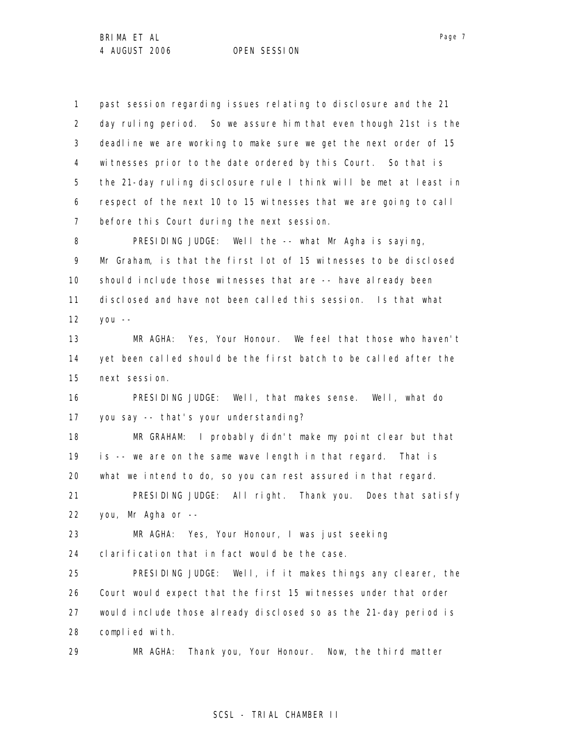1 past session regarding issues relating to disclosure and the 21
2 day ruling period. So we assure him that even though 21st is the
3 deadline we are working to make sure we get the next order of 15
4 witnesses prior to the date ordered by this Court. So that is
5 the 21-day ruling disclosure rule I think will be met at least in
6 respect of the next 10 to 15 witnesses that we are going to call
7 before this Court during the next session.

8 PRESIDING JUDGE: Well the -- what Mr Agha is saying,
9 Mr Graham, is that the first lot of 15 witnesses to be disclosed
10 should include those witnesses that are -- have already been
11 disclosed and have not been called this session. Is that what
12 you --

13 MR AGHA: Yes, Your Honour. We feel that those who haven't
14 yet been called should be the first batch to be called after the
15 next session.

16 PRESIDING JUDGE: Well, that makes sense. Well, what do
17 you say -- that's your understanding?

18 MR GRAHAM: I probably didn't make my point clear but that
19 is -- we are on the same wave length in that regard. That is
20 what we intend to do, so you can rest assured in that regard.

21 PRESIDING JUDGE: All right. Thank you. Does that satisfy
22 you, Mr Agha or --

23 MR AGHA: Yes, Your Honour, I was just seeking
24 clarification that in fact would be the case.

25 PRESIDING JUDGE: Well, if it makes things any clearer, the
26 Court would expect that the first 15 witnesses under that order
27 would include those already disclosed so as the 21-day period is
28 complied with.

29 MR AGHA: Thank you, Your Honour. Now, the third matter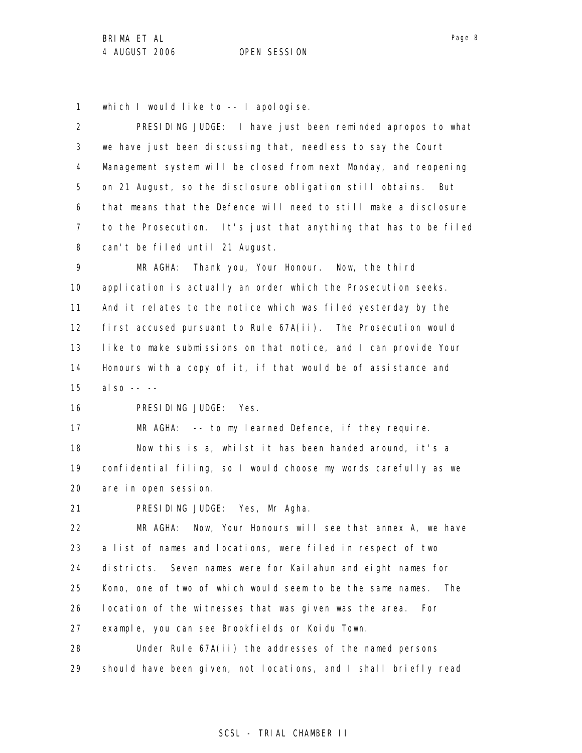which I would like to -- I apologise.

PRESIDING JUDGE: I have just been reminded apropos to what we have just been discussing that, needless to say the Court Management system will be closed from next Monday, and reopening on 21 August, so the disclosure obligation still obtains. But that means that the Defence will need to still make a disclosure to the Prosecution. It's just that anything that has to be filed can't be filed until 21 August.

MR AGHA: Thank you, Your Honour. Now, the third application is actually an order which the Prosecution seeks. And it relates to the notice which was filed yesterday by the first accused pursuant to Rule 67A(ii). The Prosecution would like to make submissions on that notice, and I can provide Your Honours with a copy of it, if that would be of assistance and also -- --

PRESIDING JUDGE: Yes.

MR AGHA: -- to my learned Defence, if they require.

Now this is a, whilst it has been handed around, it's a confidential filing, so I would choose my words carefully as we are in open session.

PRESIDING JUDGE: Yes, Mr Agha.

MR AGHA: Now, Your Honours will see that annex A, we have a list of names and locations, were filed in respect of two districts. Seven names were for Kailahun and eight names for Kono, one of two of which would seem to be the same names. The location of the witnesses that was given was the area. For example, you can see Brookfields or Koidu Town.

Under Rule 67A(ii) the addresses of the named persons should have been given, not locations, and I shall briefly read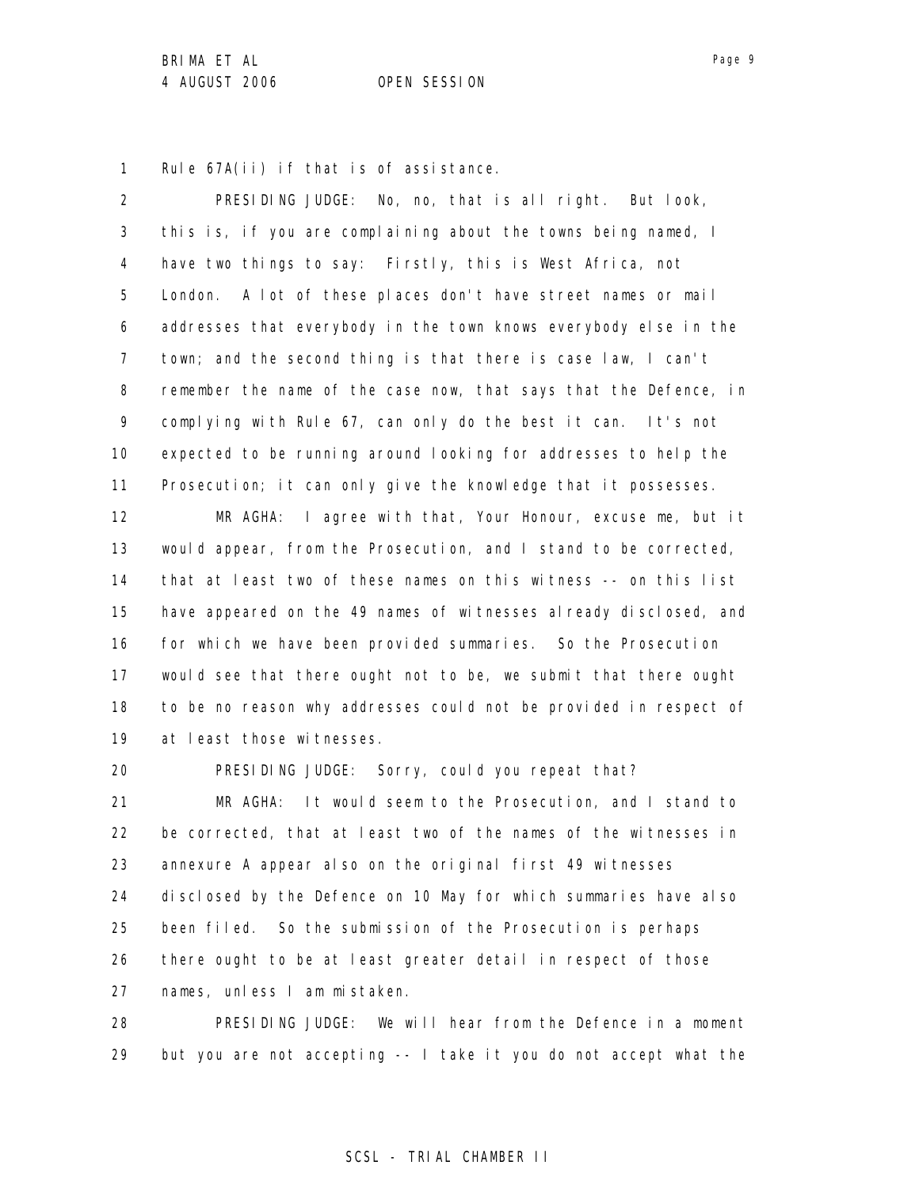Rule 67A(ii) if that is of assistance.

PRESIDING JUDGE: No, no, that is all right. But look, this is, if you are complaining about the towns being named, I have two things to say: Firstly, this is West Africa, not London. A lot of these places don't have street names or mail addresses that everybody in the town knows everybody else in the town; and the second thing is that there is case law, I can't remember the name of the case now, that says that the Defence, in complying with Rule 67, can only do the best it can. It's not expected to be running around looking for addresses to help the Prosecution; it can only give the knowledge that it possesses.

MR AGHA: I agree with that, Your Honour, excuse me, but it would appear, from the Prosecution, and I stand to be corrected, that at least two of these names on this witness -- on this list have appeared on the 49 names of witnesses already disclosed, and for which we have been provided summaries. So the Prosecution would see that there ought not to be, we submit that there ought to be no reason why addresses could not be provided in respect of at least those witnesses.

PRESIDING JUDGE: Sorry, could you repeat that?

MR AGHA: It would seem to the Prosecution, and I stand to be corrected, that at least two of the names of the witnesses in annexure A appear also on the original first 49 witnesses disclosed by the Defence on 10 May for which summaries have also been filed. So the submission of the Prosecution is perhaps there ought to be at least greater detail in respect of those names, unless I am mistaken.

PRESIDING JUDGE: We will hear from the Defence in a moment but you are not accepting -- I take it you do not accept what the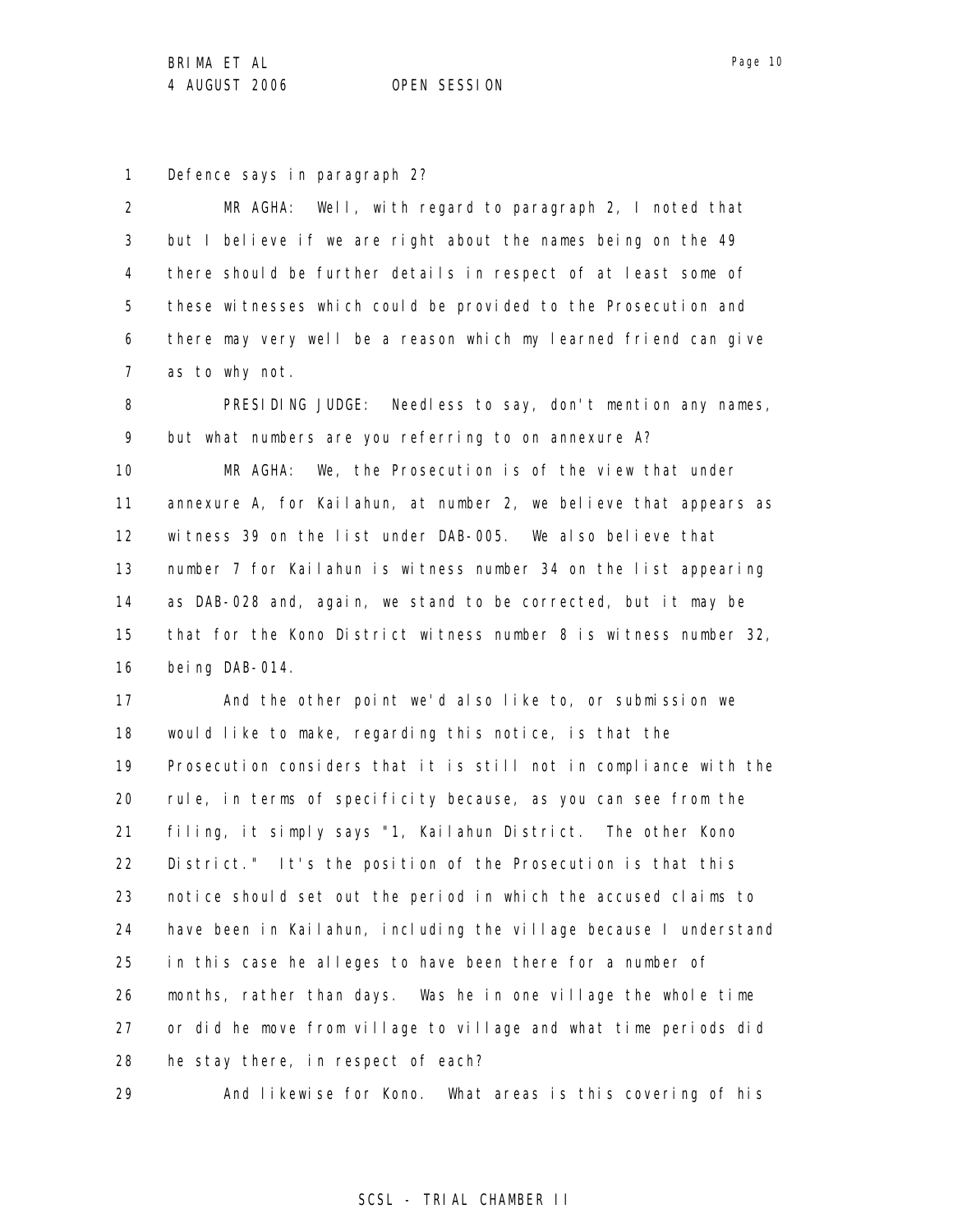Defence says in paragraph 2?

MR AGHA: Well, with regard to paragraph 2, I noted that but I believe if we are right about the names being on the 49 there should be further details in respect of at least some of these witnesses which could be provided to the Prosecution and there may very well be a reason which my learned friend can give as to why not.

PRESIDING JUDGE: Needless to say, don't mention any names, but what numbers are you referring to on annexure A?

MR AGHA: We, the Prosecution is of the view that under annexure A, for Kailahun, at number 2, we believe that appears as witness 39 on the list under DAB-005. We also believe that number 7 for Kailahun is witness number 34 on the list appearing as DAB-028 and, again, we stand to be corrected, but it may be that for the Kono District witness number 8 is witness number 32, being DAB-014.

And the other point we'd also like to, or submission we would like to make, regarding this notice, is that the Prosecution considers that it is still not in compliance with the rule, in terms of specificity because, as you can see from the filing, it simply says "1, Kailahun District. The other Kono District." It's the position of the Prosecution is that this notice should set out the period in which the accused claims to have been in Kailahun, including the village because I understand in this case he alleges to have been there for a number of months, rather than days. Was he in one village the whole time or did he move from village to village and what time periods did he stay there, in respect of each?

And likewise for Kono. What areas is this covering of his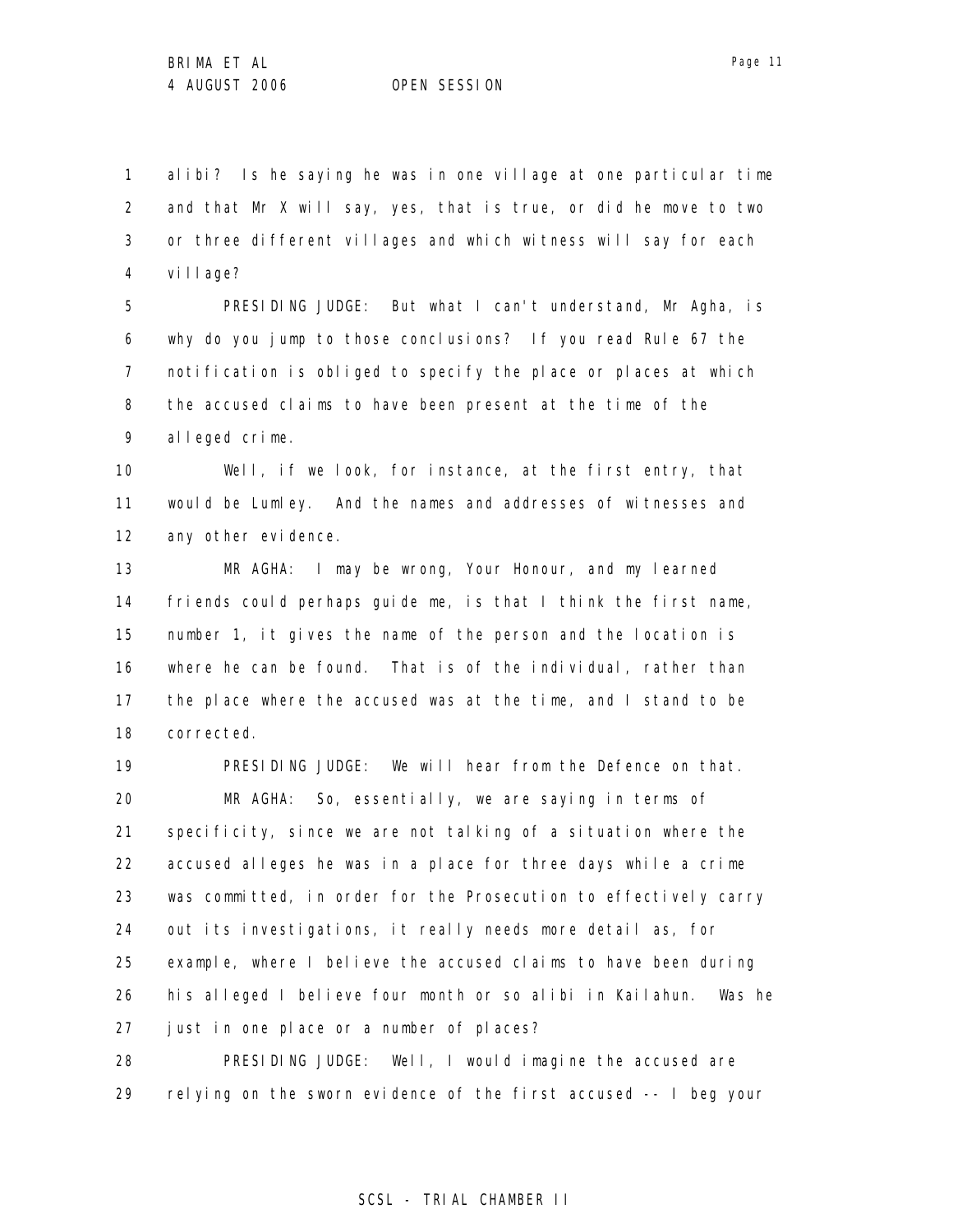alibi? Is he saying he was in one village at one particular time and that Mr X will say, yes, that is true, or did he move to two or three different villages and which witness will say for each village?

PRESIDING JUDGE: But what I can't understand, Mr Agha, is why do you jump to those conclusions? If you read Rule 67 the notification is obliged to specify the place or places at which the accused claims to have been present at the time of the alleged crime.

Well, if we look, for instance, at the first entry, that would be Lumley. And the names and addresses of witnesses and any other evidence.

MR AGHA: I may be wrong, Your Honour, and my learned friends could perhaps guide me, is that I think the first name, number 1, it gives the name of the person and the location is where he can be found. That is of the individual, rather than the place where the accused was at the time, and I stand to be corrected.

PRESIDING JUDGE: We will hear from the Defence on that.

MR AGHA: So, essentially, we are saying in terms of specificity, since we are not talking of a situation where the accused alleges he was in a place for three days while a crime was committed, in order for the Prosecution to effectively carry out its investigations, it really needs more detail as, for example, where I believe the accused claims to have been during his alleged I believe four month or so alibi in Kailahun. Was he just in one place or a number of places?

PRESIDING JUDGE: Well, I would imagine the accused are relying on the sworn evidence of the first accused -- I beg your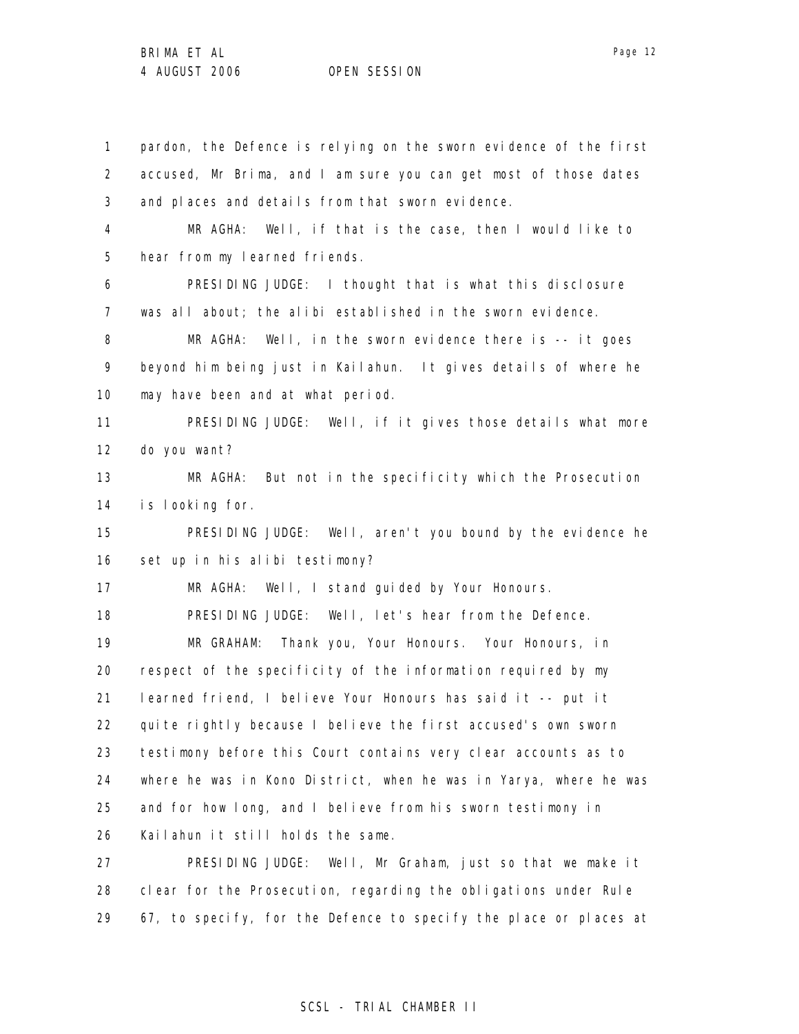pardon, the Defence is relying on the sworn evidence of the first accused, Mr Brima, and I am sure you can get most of those dates and places and details from that sworn evidence.

MR AGHA: Well, if that is the case, then I would like to hear from my learned friends.

PRESIDING JUDGE: I thought that is what this disclosure was all about; the alibi established in the sworn evidence.

MR AGHA: Well, in the sworn evidence there is -- it goes beyond him being just in Kailahun. It gives details of where he may have been and at what period.

PRESIDING JUDGE: Well, if it gives those details what more do you want?

MR AGHA: But not in the specificity which the Prosecution is looking for.

PRESIDING JUDGE: Well, aren't you bound by the evidence he set up in his alibi testimony?

MR AGHA: Well, I stand guided by Your Honours.

PRESIDING JUDGE: Well, let's hear from the Defence.

MR GRAHAM: Thank you, Your Honours. Your Honours, in respect of the specificity of the information required by my learned friend, I believe Your Honours has said it -- put it quite rightly because I believe the first accused's own sworn testimony before this Court contains very clear accounts as to where he was in Kono District, when he was in Yarya, where he was and for how long, and I believe from his sworn testimony in Kailahun it still holds the same.

PRESIDING JUDGE: Well, Mr Graham, just so that we make it clear for the Prosecution, regarding the obligations under Rule 67, to specify, for the Defence to specify the place or places at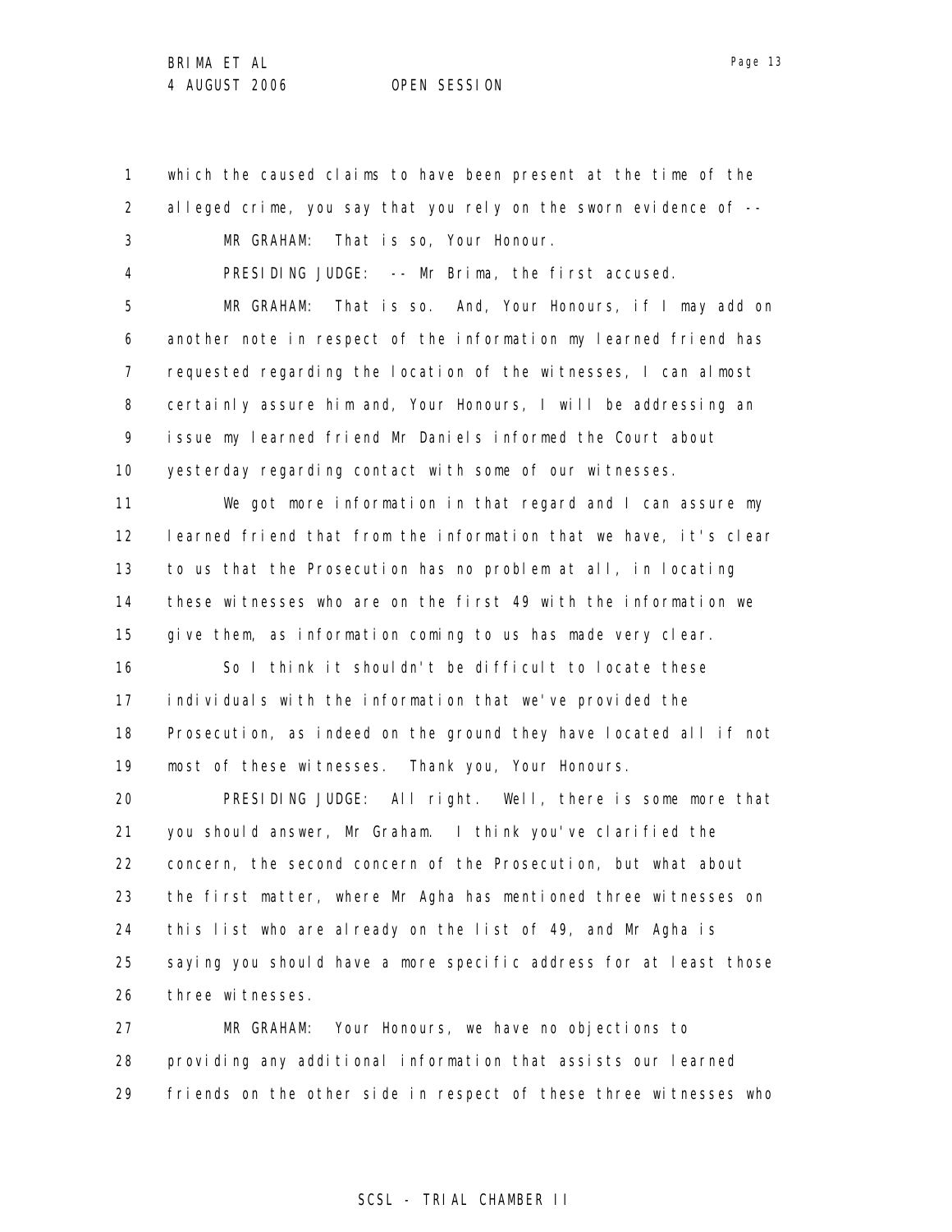which the caused claims to have been present at the time of the alleged crime, you say that you rely on the sworn evidence of --

MR GRAHAM: That is so, Your Honour.

PRESIDING JUDGE: -- Mr Brima, the first accused.

MR GRAHAM: That is so. And, Your Honours, if I may add on another note in respect of the information my learned friend has requested regarding the location of the witnesses, I can almost certainly assure him and, Your Honours, I will be addressing an issue my learned friend Mr Daniels informed the Court about yesterday regarding contact with some of our witnesses.

We got more information in that regard and I can assure my learned friend that from the information that we have, it's clear to us that the Prosecution has no problem at all, in locating these witnesses who are on the first 49 with the information we give them, as information coming to us has made very clear.

So I think it shouldn't be difficult to locate these individuals with the information that we've provided the Prosecution, as indeed on the ground they have located all if not most of these witnesses. Thank you, Your Honours.

PRESIDING JUDGE: All right. Well, there is some more that you should answer, Mr Graham. I think you've clarified the concern, the second concern of the Prosecution, but what about the first matter, where Mr Agha has mentioned three witnesses on this list who are already on the list of 49, and Mr Agha is saying you should have a more specific address for at least those three witnesses.

MR GRAHAM: Your Honours, we have no objections to providing any additional information that assists our learned friends on the other side in respect of these three witnesses who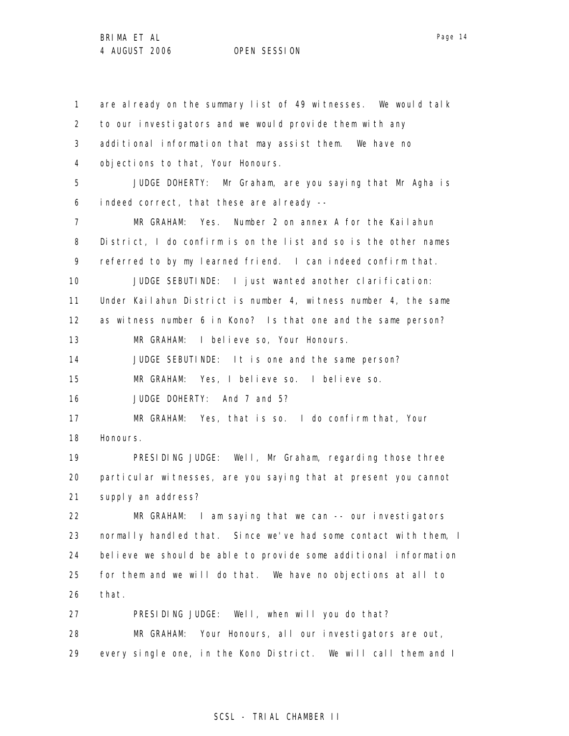are already on the summary list of 49 witnesses. We would talk to our investigators and we would provide them with any additional information that may assist them. We have no objections to that, Your Honours.

JUDGE DOHERTY: Mr Graham, are you saying that Mr Agha is indeed correct, that these are already --

MR GRAHAM: Yes. Number 2 on annex A for the Kailahun District, I do confirm is on the list and so is the other names referred to by my learned friend. I can indeed confirm that.

JUDGE SEBUTINDE: I just wanted another clarification: Under Kailahun District is number 4, witness number 4, the same as witness number 6 in Kono? Is that one and the same person?

MR GRAHAM: I believe so, Your Honours.

JUDGE SEBUTINDE: It is one and the same person?

MR GRAHAM: Yes, I believe so. I believe so.

JUDGE DOHERTY: And 7 and 5?

MR GRAHAM: Yes, that is so. I do confirm that, Your Honours.

PRESIDING JUDGE: Well, Mr Graham, regarding those three particular witnesses, are you saying that at present you cannot supply an address?

MR GRAHAM: I am saying that we can -- our investigators normally handled that. Since we've had some contact with them, I believe we should be able to provide some additional information for them and we will do that. We have no objections at all to that.

PRESIDING JUDGE: Well, when will you do that?

MR GRAHAM: Your Honours, all our investigators are out, every single one, in the Kono District. We will call them and I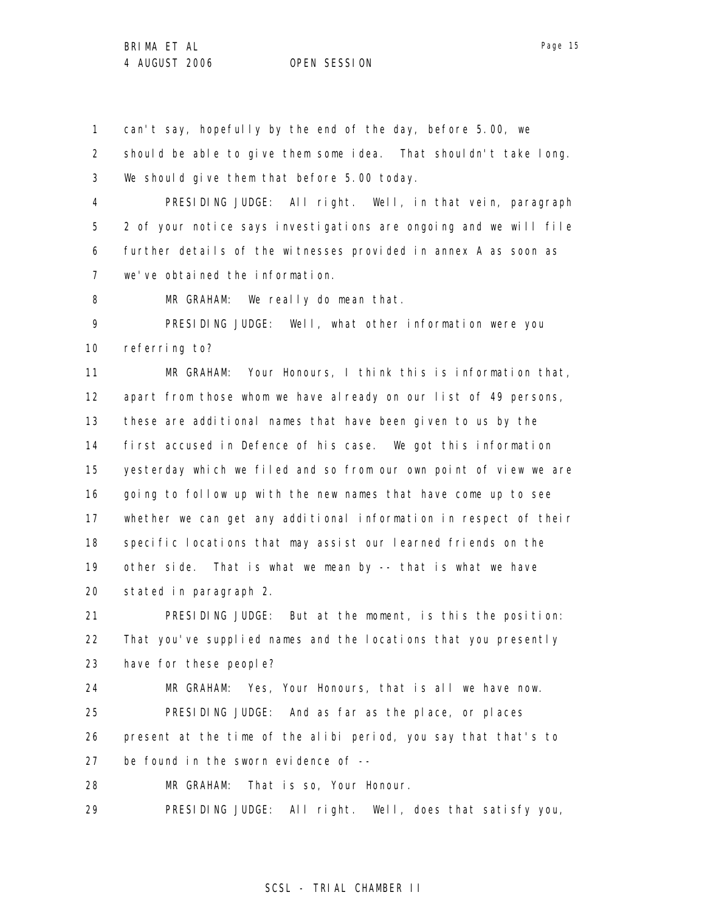can't say, hopefully by the end of the day, before 5.00, we should be able to give them some idea. That shouldn't take long. We should give them that before 5.00 today.

PRESIDING JUDGE: All right. Well, in that vein, paragraph 2 of your notice says investigations are ongoing and we will file further details of the witnesses provided in annex A as soon as we've obtained the information.

MR GRAHAM: We really do mean that.

PRESIDING JUDGE: Well, what other information were you referring to?

MR GRAHAM: Your Honours, I think this is information that, apart from those whom we have already on our list of 49 persons, these are additional names that have been given to us by the first accused in Defence of his case. We got this information yesterday which we filed and so from our own point of view we are going to follow up with the new names that have come up to see whether we can get any additional information in respect of their specific locations that may assist our learned friends on the other side. That is what we mean by -- that is what we have stated in paragraph 2.

PRESIDING JUDGE: But at the moment, is this the position: That you've supplied names and the locations that you presently have for these people?

MR GRAHAM: Yes, Your Honours, that is all we have now.

PRESIDING JUDGE: And as far as the place, or places present at the time of the alibi period, you say that that's to be found in the sworn evidence of --

MR GRAHAM: That is so, Your Honour.

PRESIDING JUDGE: All right. Well, does that satisfy you,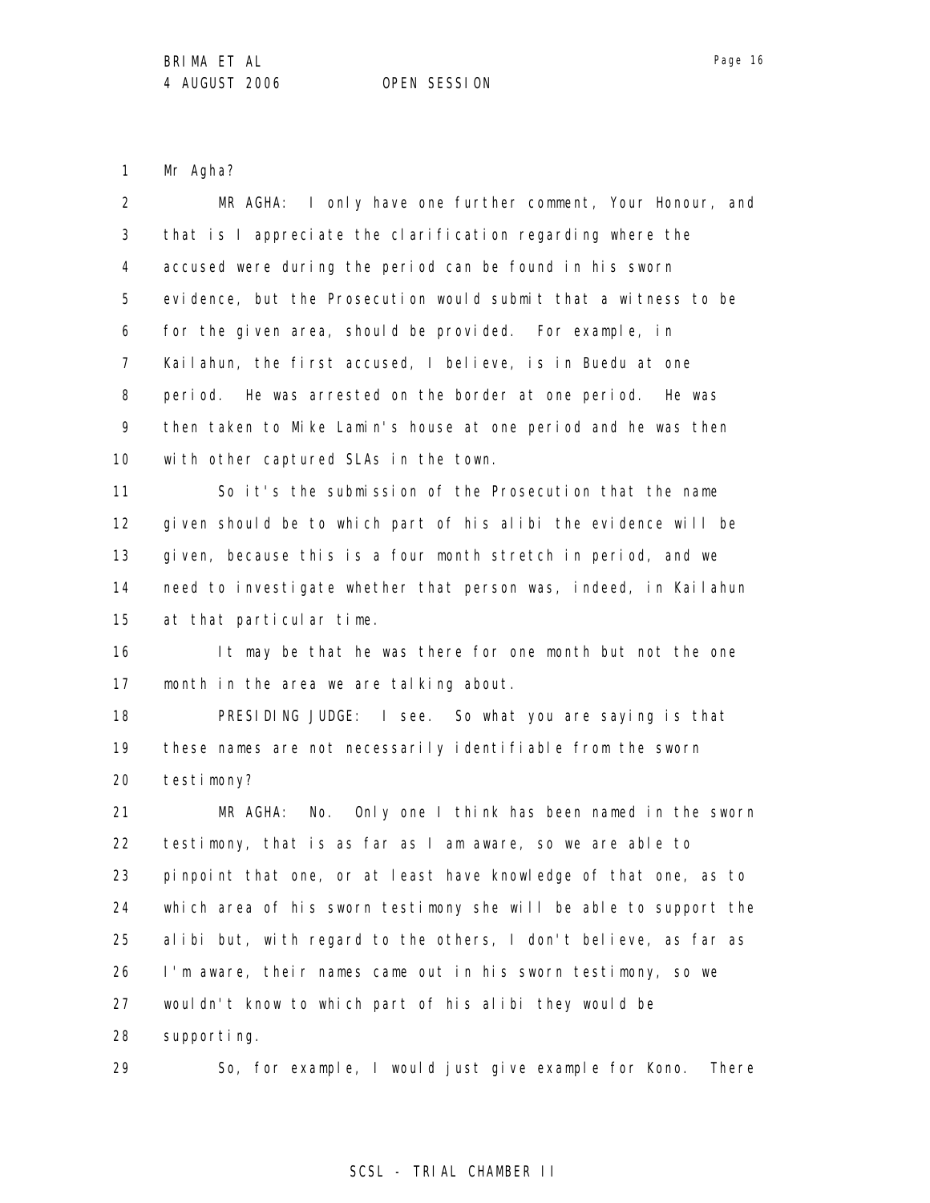Mr Agha?

MR AGHA: I only have one further comment, Your Honour, and that is I appreciate the clarification regarding where the accused were during the period can be found in his sworn evidence, but the Prosecution would submit that a witness to be for the given area, should be provided. For example, in Kailahun, the first accused, I believe, is in Buedu at one period. He was arrested on the border at one period. He was then taken to Mike Lamin's house at one period and he was then with other captured SLAs in the town.

So it's the submission of the Prosecution that the name given should be to which part of his alibi the evidence will be given, because this is a four month stretch in period, and we need to investigate whether that person was, indeed, in Kailahun at that particular time.

It may be that he was there for one month but not the one month in the area we are talking about.

PRESIDING JUDGE: I see. So what you are saying is that these names are not necessarily identifiable from the sworn testimony?

MR AGHA: No. Only one I think has been named in the sworn testimony, that is as far as I am aware, so we are able to pinpoint that one, or at least have knowledge of that one, as to which area of his sworn testimony she will be able to support the alibi but, with regard to the others, I don't believe, as far as I'm aware, their names came out in his sworn testimony, so we wouldn't know to which part of his alibi they would be supporting.

So, for example, I would just give example for Kono. There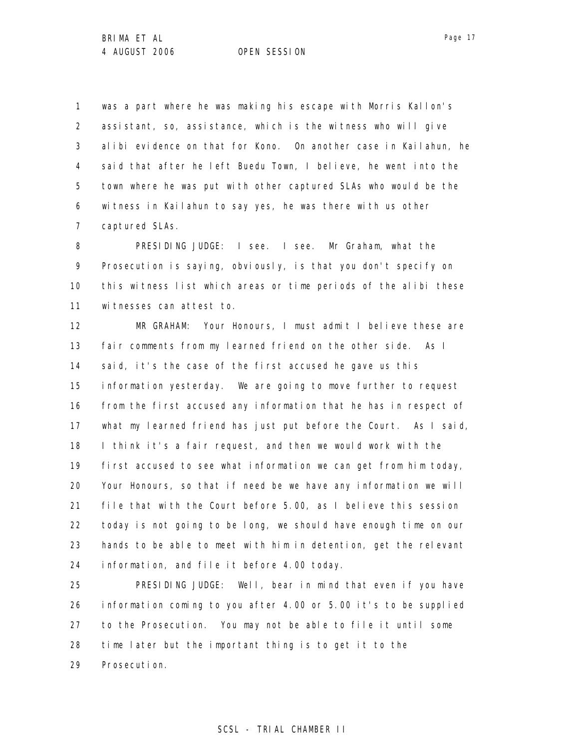was a part where he was making his escape with Morris Kallon's assistant, so, assistance, which is the witness who will give alibi evidence on that for Kono. On another case in Kailahun, he said that after he left Buedu Town, I believe, he went into the town where he was put with other captured SLAs who would be the witness in Kailahun to say yes, he was there with us other captured SLAs.

PRESIDING JUDGE: I see. I see. Mr Graham, what the Prosecution is saying, obviously, is that you don't specify on this witness list which areas or time periods of the alibi these witnesses can attest to.

MR GRAHAM: Your Honours, I must admit I believe these are fair comments from my learned friend on the other side. As I said, it's the case of the first accused he gave us this information yesterday. We are going to move further to request from the first accused any information that he has in respect of what my learned friend has just put before the Court. As I said, I think it's a fair request, and then we would work with the first accused to see what information we can get from him today, Your Honours, so that if need be we have any information we will file that with the Court before 5.00, as I believe this session today is not going to be long, we should have enough time on our hands to be able to meet with him in detention, get the relevant information, and file it before 4.00 today.

PRESIDING JUDGE: Well, bear in mind that even if you have information coming to you after 4.00 or 5.00 it's to be supplied to the Prosecution. You may not be able to file it until some time later but the important thing is to get it to the Prosecution.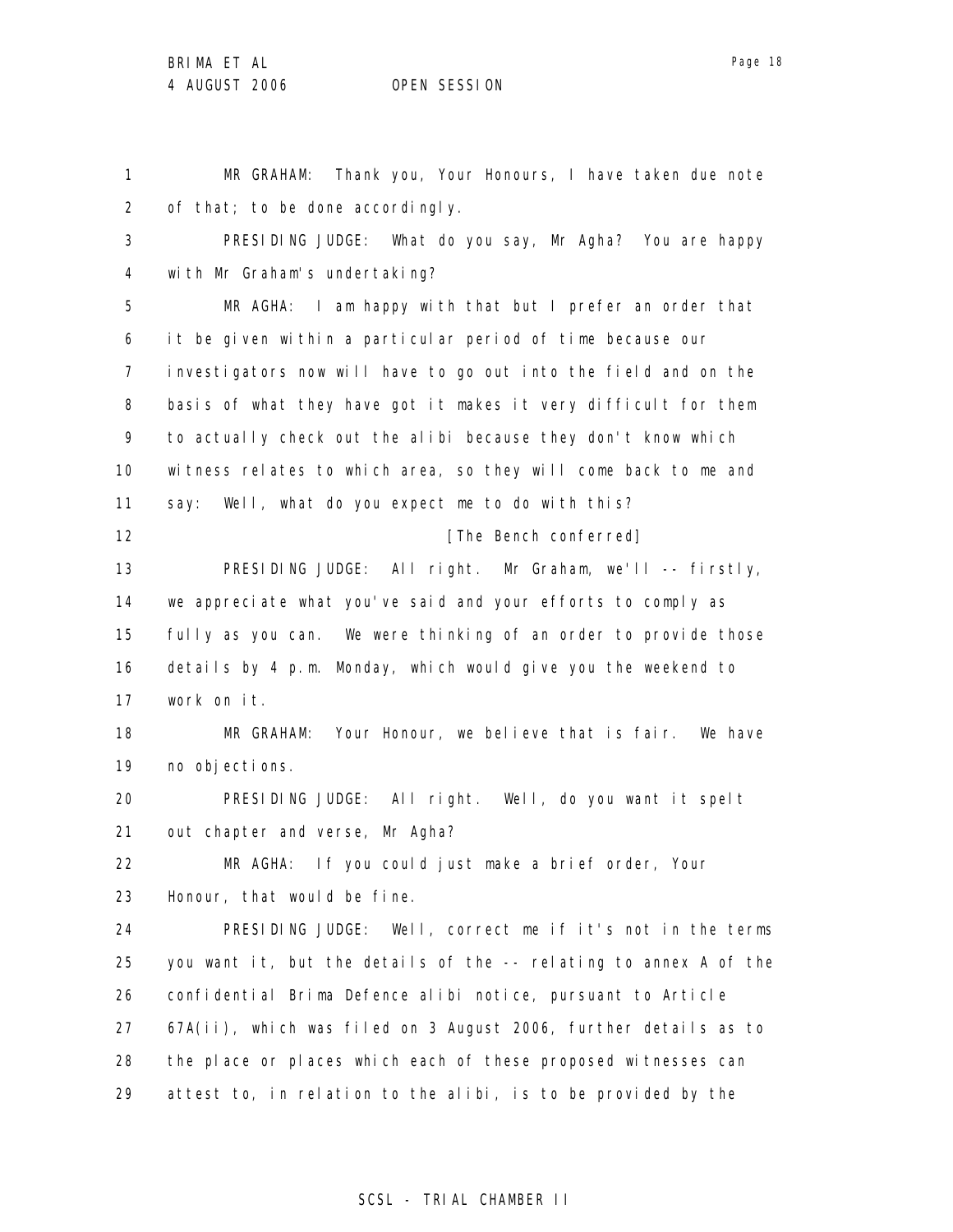MR GRAHAM: Thank you, Your Honours, I have taken due note of that; to be done accordingly.

PRESIDING JUDGE: What do you say, Mr Agha? You are happy with Mr Graham's undertaking?

MR AGHA: I am happy with that but I prefer an order that it be given within a particular period of time because our investigators now will have to go out into the field and on the basis of what they have got it makes it very difficult for them to actually check out the alibi because they don't know which witness relates to which area, so they will come back to me and say: Well, what do you expect me to do with this?

[The Bench conferred]

PRESIDING JUDGE: All right. Mr Graham, we'll -- firstly, we appreciate what you've said and your efforts to comply as fully as you can. We were thinking of an order to provide those details by 4 p.m. Monday, which would give you the weekend to work on it.

MR GRAHAM: Your Honour, we believe that is fair. We have no objections.

PRESIDING JUDGE: All right. Well, do you want it spelt out chapter and verse, Mr Agha?

MR AGHA: If you could just make a brief order, Your Honour, that would be fine.

PRESIDING JUDGE: Well, correct me if it's not in the terms you want it, but the details of the -- relating to annex A of the confidential Brima Defence alibi notice, pursuant to Article 67A(ii), which was filed on 3 August 2006, further details as to the place or places which each of these proposed witnesses can attest to, in relation to the alibi, is to be provided by the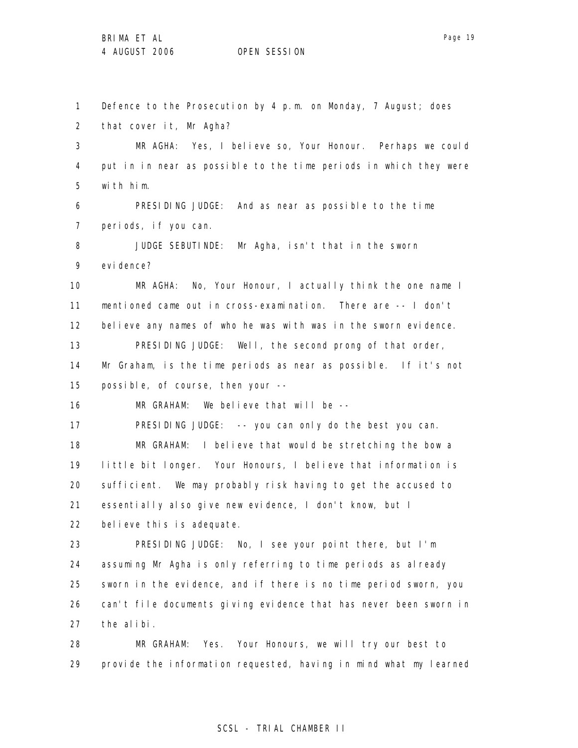1 Defence to the Prosecution by 4 p.m. on Monday, 7 August; does
2 that cover it, Mr Agha?
3 MR AGHA: Yes, I believe so, Your Honour. Perhaps we could
4 put in in near as possible to the time periods in which they were
5 with him.
6 PRESIDING JUDGE: And as near as possible to the time
7 periods, if you can.
8 JUDGE SEBUTINDE: Mr Agha, isn't that in the sworn
9 evidence?
10 MR AGHA: No, Your Honour, I actually think the one name I
11 mentioned came out in cross-examination. There are -- I don't
12 believe any names of who he was with was in the sworn evidence.
13 PRESIDING JUDGE: Well, the second prong of that order,
14 Mr Graham, is the time periods as near as possible. If it's not
15 possible, of course, then your --
16 MR GRAHAM: We believe that will be --
17 PRESIDING JUDGE: -- you can only do the best you can.
18 MR GRAHAM: I believe that would be stretching the bow a
19 little bit longer. Your Honours, I believe that information is
20 sufficient. We may probably risk having to get the accused to
21 essentially also give new evidence, I don't know, but I
22 believe this is adequate.
23 PRESIDING JUDGE: No, I see your point there, but I'm
24 assuming Mr Agha is only referring to time periods as already
25 sworn in the evidence, and if there is no time period sworn, you
26 can't file documents giving evidence that has never been sworn in
27 the alibi.
28 MR GRAHAM: Yes. Your Honours, we will try our best to
29 provide the information requested, having in mind what my learned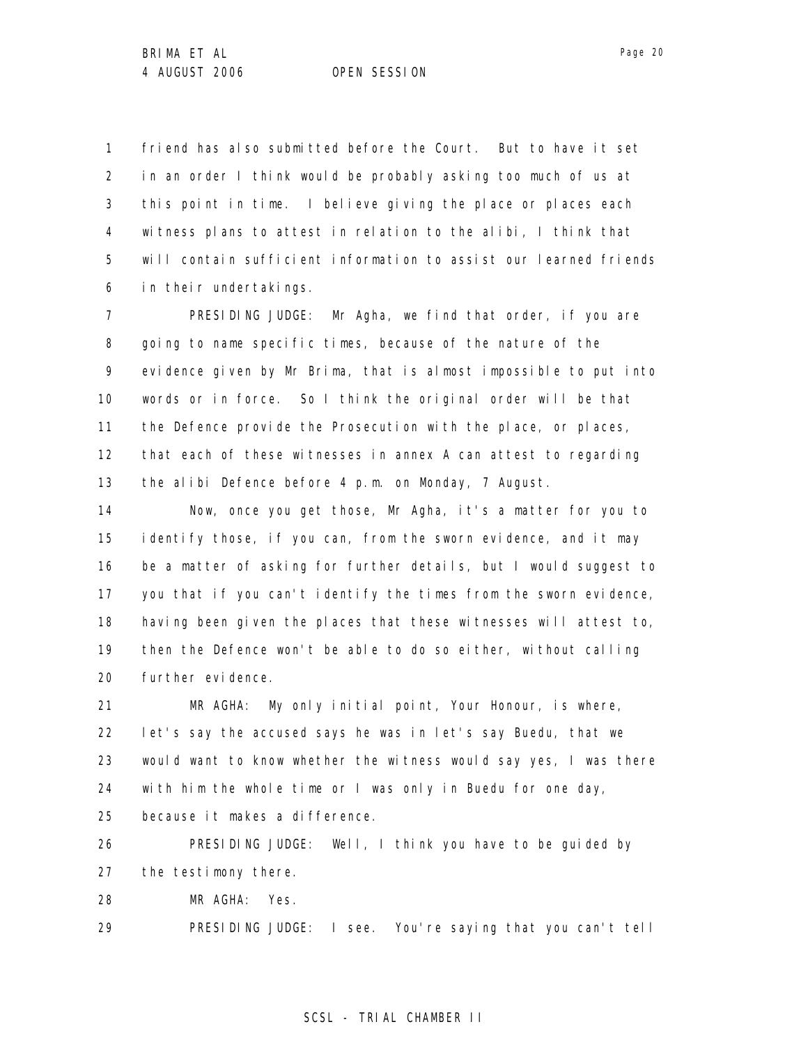friend has also submitted before the Court. But to have it set in an order I think would be probably asking too much of us at this point in time. I believe giving the place or places each witness plans to attest in relation to the alibi, I think that will contain sufficient information to assist our learned friends in their undertakings.

PRESIDING JUDGE: Mr Agha, we find that order, if you are going to name specific times, because of the nature of the evidence given by Mr Brima, that is almost impossible to put into words or in force. So I think the original order will be that the Defence provide the Prosecution with the place, or places, that each of these witnesses in annex A can attest to regarding the alibi Defence before 4 p.m. on Monday, 7 August.

Now, once you get those, Mr Agha, it's a matter for you to identify those, if you can, from the sworn evidence, and it may be a matter of asking for further details, but I would suggest to you that if you can't identify the times from the sworn evidence, having been given the places that these witnesses will attest to, then the Defence won't be able to do so either, without calling further evidence.

MR AGHA: My only initial point, Your Honour, is where, let's say the accused says he was in let's say Buedu, that we would want to know whether the witness would say yes, I was there with him the whole time or I was only in Buedu for one day, because it makes a difference.

PRESIDING JUDGE: Well, I think you have to be guided by the testimony there.

MR AGHA: Yes.

PRESIDING JUDGE: I see. You're saying that you can't tell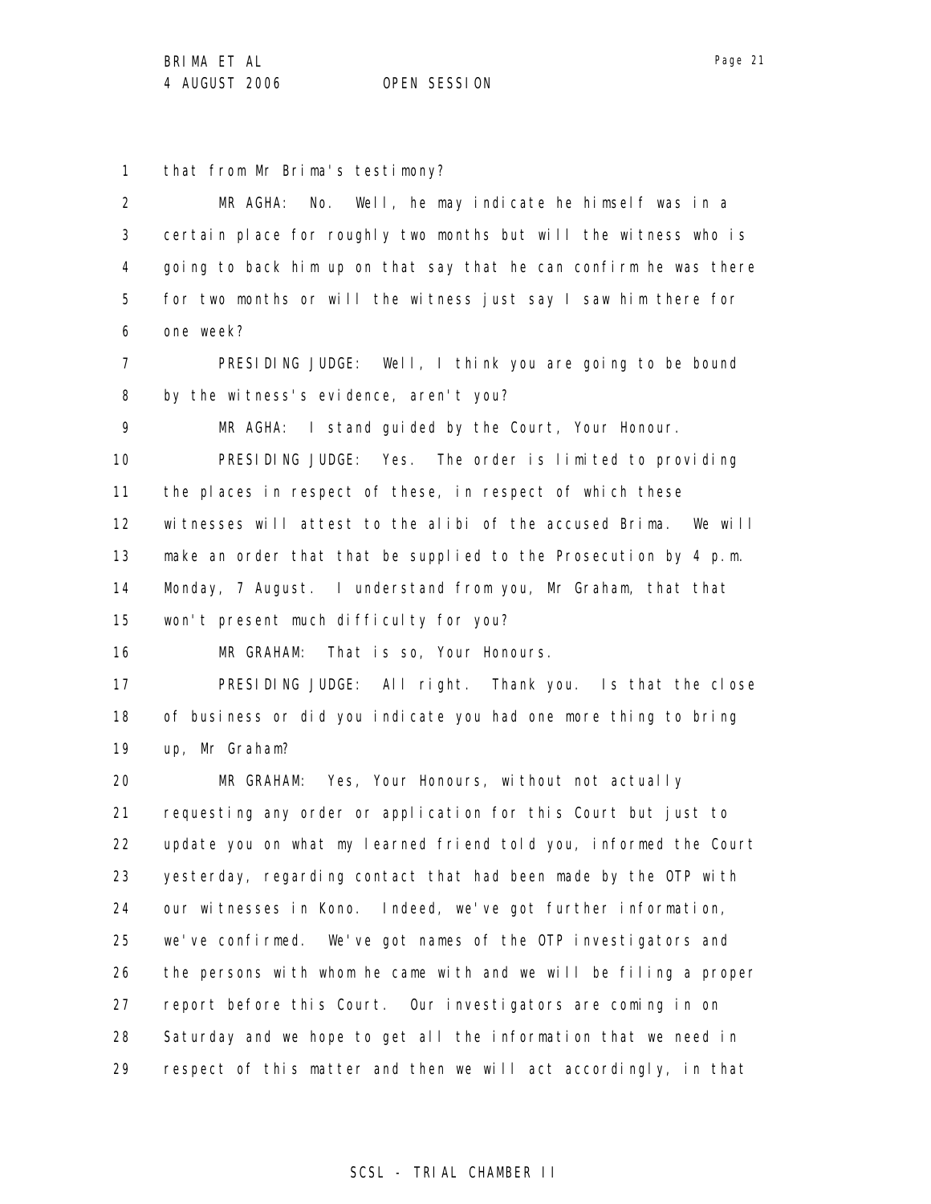1 that from Mr Brima's testimony?

2 MR AGHA: No. Well, he may indicate he himself was in a
3 certain place for roughly two months but will the witness who is
4 going to back him up on that say that he can confirm he was there
5 for two months or will the witness just say I saw him there for
6 one week?

7 PRESIDING JUDGE: Well, I think you are going to be bound
8 by the witness's evidence, aren't you?

9 MR AGHA: I stand guided by the Court, Your Honour.

10 PRESIDING JUDGE: Yes. The order is limited to providing
11 the places in respect of these, in respect of which these
12 witnesses will attest to the alibi of the accused Brima. We will
13 make an order that that be supplied to the Prosecution by 4 p.m.
14 Monday, 7 August. I understand from you, Mr Graham, that that
15 won't present much difficulty for you?

16 MR GRAHAM: That is so, Your Honours.

17 PRESIDING JUDGE: All right. Thank you. Is that the close
18 of business or did you indicate you had one more thing to bring
19 up, Mr Graham?

20 MR GRAHAM: Yes, Your Honours, without not actually
21 requesting any order or application for this Court but just to
22 update you on what my learned friend told you, informed the Court
23 yesterday, regarding contact that had been made by the OTP with
24 our witnesses in Kono. Indeed, we've got further information,
25 we've confirmed. We've got names of the OTP investigators and
26 the persons with whom he came with and we will be filing a proper
27 report before this Court. Our investigators are coming in on
28 Saturday and we hope to get all the information that we need in
29 respect of this matter and then we will act accordingly, in that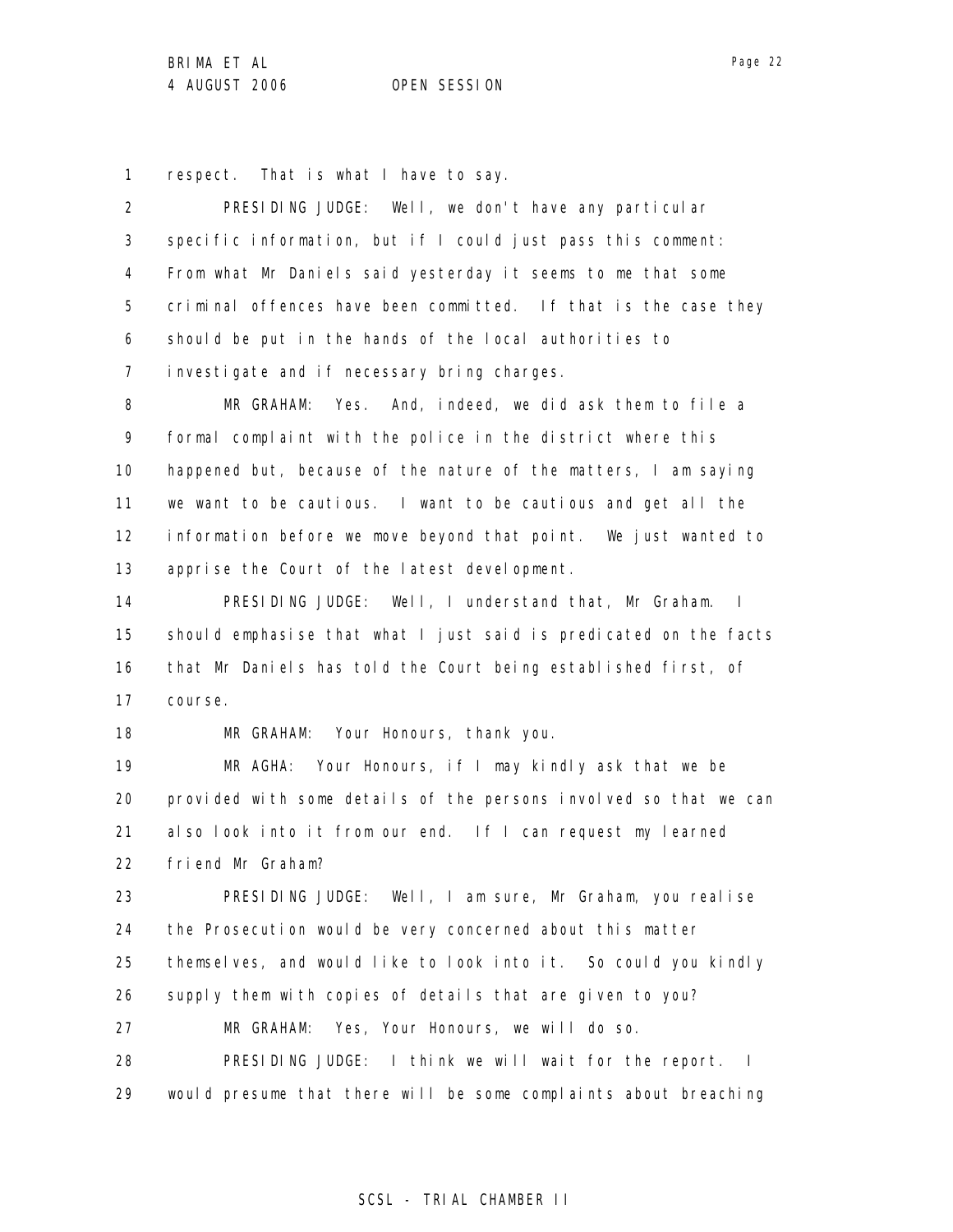respect. That is what I have to say.

PRESIDING JUDGE: Well, we don't have any particular specific information, but if I could just pass this comment: From what Mr Daniels said yesterday it seems to me that some criminal offences have been committed. If that is the case they should be put in the hands of the local authorities to investigate and if necessary bring charges.

MR GRAHAM: Yes. And, indeed, we did ask them to file a formal complaint with the police in the district where this happened but, because of the nature of the matters, I am saying we want to be cautious. I want to be cautious and get all the information before we move beyond that point. We just wanted to apprise the Court of the latest development.

PRESIDING JUDGE: Well, I understand that, Mr Graham. I should emphasise that what I just said is predicated on the facts that Mr Daniels has told the Court being established first, of course.

MR GRAHAM: Your Honours, thank you.

MR AGHA: Your Honours, if I may kindly ask that we be provided with some details of the persons involved so that we can also look into it from our end. If I can request my learned friend Mr Graham?

PRESIDING JUDGE: Well, I am sure, Mr Graham, you realise the Prosecution would be very concerned about this matter themselves, and would like to look into it. So could you kindly supply them with copies of details that are given to you?

MR GRAHAM: Yes, Your Honours, we will do so.

PRESIDING JUDGE: I think we will wait for the report. I would presume that there will be some complaints about breaching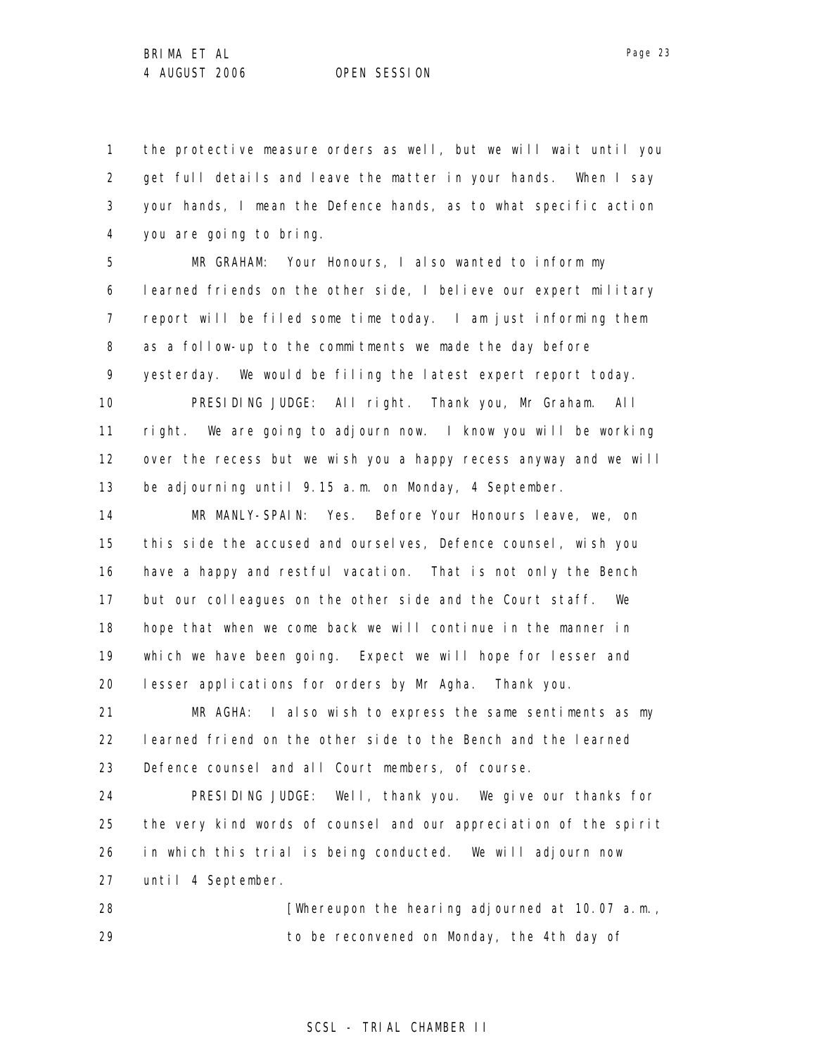the protective measure orders as well, but we will wait until you get full details and leave the matter in your hands. When I say your hands, I mean the Defence hands, as to what specific action you are going to bring.

MR GRAHAM: Your Honours, I also wanted to inform my learned friends on the other side, I believe our expert military report will be filed some time today. I am just informing them as a follow-up to the commitments we made the day before yesterday. We would be filing the latest expert report today.

PRESIDING JUDGE: All right. Thank you, Mr Graham. All right. We are going to adjourn now. I know you will be working over the recess but we wish you a happy recess anyway and we will be adjourning until 9.15 a.m. on Monday, 4 September.

MR MANLY-SPAIN: Yes. Before Your Honours leave, we, on this side the accused and ourselves, Defence counsel, wish you have a happy and restful vacation. That is not only the Bench but our colleagues on the other side and the Court staff. We hope that when we come back we will continue in the manner in which we have been going. Expect we will hope for lesser and lesser applications for orders by Mr Agha. Thank you.

MR AGHA: I also wish to express the same sentiments as my learned friend on the other side to the Bench and the learned Defence counsel and all Court members, of course.

PRESIDING JUDGE: Well, thank you. We give our thanks for the very kind words of counsel and our appreciation of the spirit in which this trial is being conducted. We will adjourn now until 4 September.

[Whereupon the hearing adjourned at 10.07 a.m., to be reconvened on Monday, the 4th day of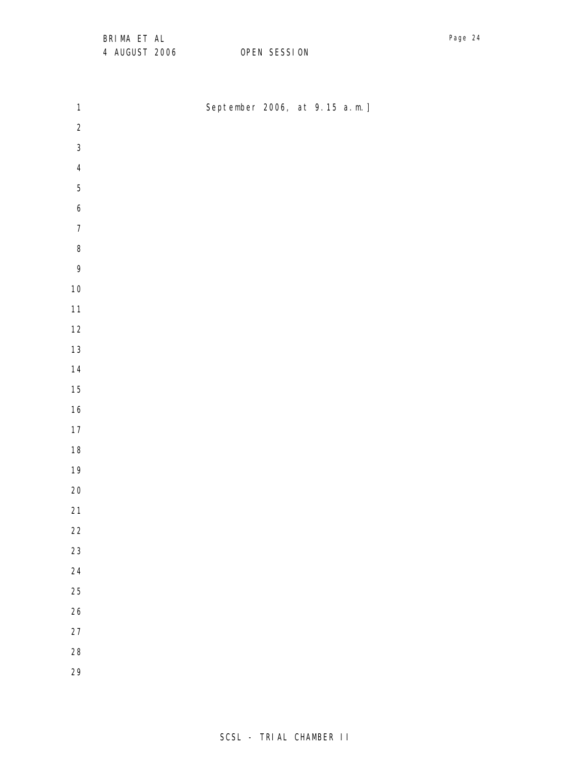September 2006, at 9.15 a.m.]